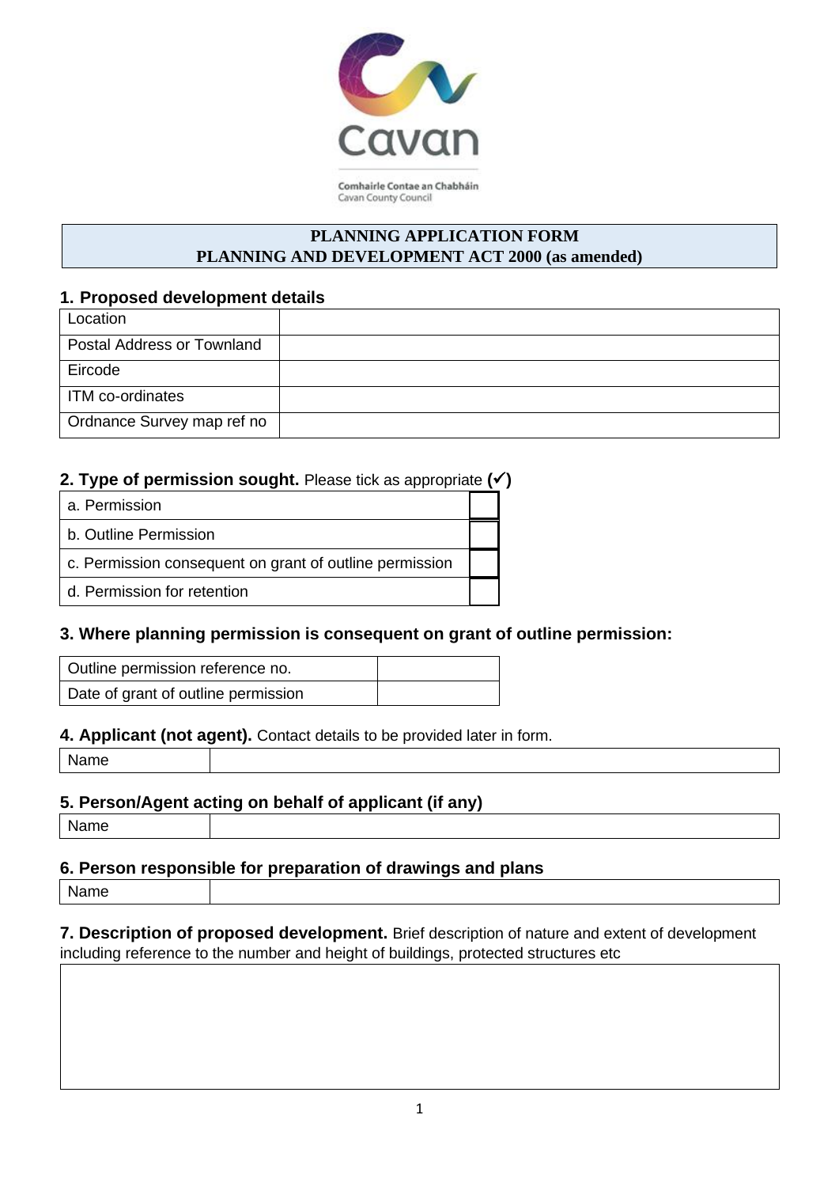Comhairle Contae an Chabháin
Cavan County Council

# PLANNING APPLICATION FORM
# PLANNING AND DEVELOPMENT ACT 2000 (as amended)

## 1. Proposed development details

| | |
|---|---|
| Location | |
| Postal Address or Townland | |
| Eircode | |
| ITM co-ordinates | |
| Ordnance Survey map ref no | |

## 2. Type of permission sought. Please tick as appropriate (✓)

| | |
|---|---|
| a. Permission | |
| b. Outline Permission | |
| c. Permission consequent on grant of outline permission | |
| d. Permission for retention | |

## 3. Where planning permission is consequent on grant of outline permission:

| | |
|---|---|
| Outline permission reference no. | |
| Date of grant of outline permission | |

## 4. Applicant (not agent). Contact details to be provided later in form.

| | |
|---|---|
| Name | |

## 5. Person/Agent acting on behalf of applicant (if any)

| | |
|---|---|
| Name | |

## 6. Person responsible for preparation of drawings and plans

| | |
|---|---|
| Name | |

## 7. Description of proposed development.

Brief description of nature and extent of development including reference to the number and height of buildings, protected structures etc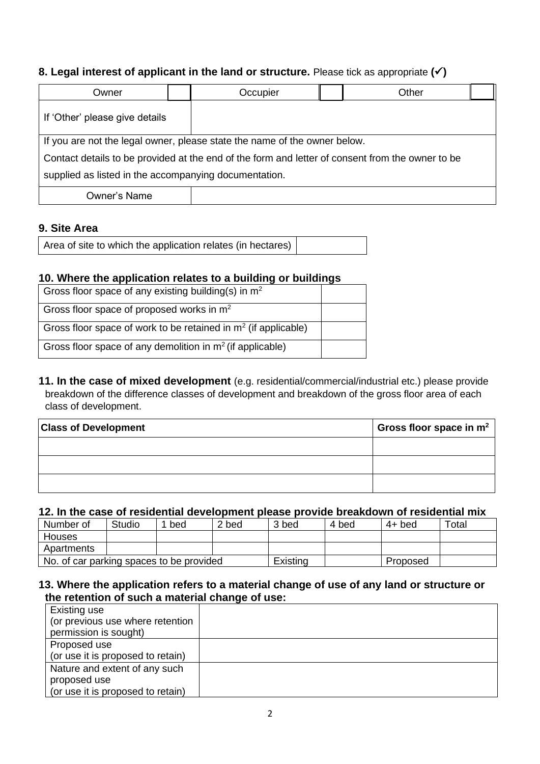### 8. Legal interest of applicant in the land or structure. Please tick as appropriate (✓)

| Owner | | Occupier | | Other | |
|---|---|---|---|---|---|
| If 'Other' please give details | | | | | |
| If you are not the legal owner, please state the name of the owner below.<br>Contact details to be provided at the end of the form and letter of consent from the owner to be supplied as listed in the accompanying documentation. | | | | | |
| Owner's Name | | | | | |

### 9. Site Area

| Area of site to which the application relates (in hectares) | |
|---|---|

### 10. Where the application relates to a building or buildings

| Gross floor space of any existing building(s) in $m^2$ | |
|---|---|
| Gross floor space of proposed works in $m^2$ | |
| Gross floor space of work to be retained in $m^2$ (if applicable) | |
| Gross floor space of any demolition in $m^2$ (if applicable) | |

### 11. In the case of mixed development (e.g. residential/commercial/industrial etc.) please provide breakdown of the difference classes of development and breakdown of the gross floor area of each class of development.

| Class of Development | Gross floor space in $m^2$ |
|---|---|
| | |
| | |
| | |

### 12. In the case of residential development please provide breakdown of residential mix

| Number of | Studio | 1 bed | 2 bed | 3 bed | 4 bed | 4+ bed | Total |
|---|---|---|---|---|---|---|---|
| Houses | | | | | | | |
| Apartments | | | | | | | |
| No. of car parking spaces to be provided | | | | Existing | | Proposed | |

### 13. Where the application refers to a material change of use of any land or structure or the retention of such a material change of use:

| Existing use (or previous use where retention permission is sought) | |
|---|---|
| Proposed use (or use it is proposed to retain) | |
| Nature and extent of any such proposed use (or use it is proposed to retain) | |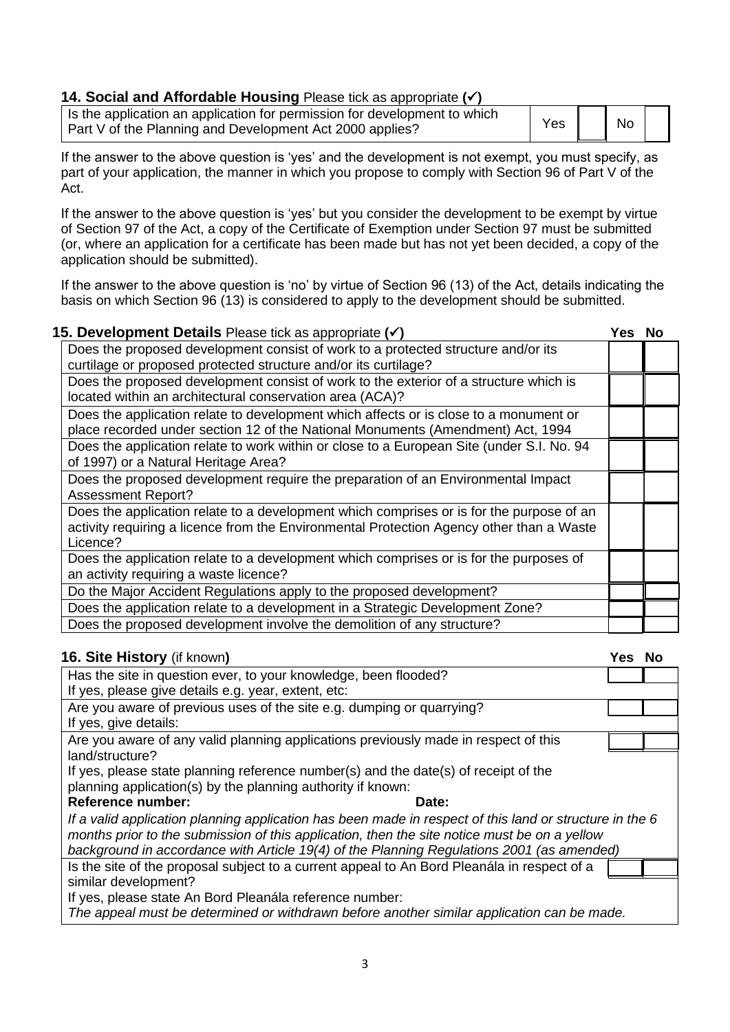## 14. Social and Affordable Housing Please tick as appropriate (✓)

| Is the application an application for permission for development to which Part V of the Planning and Development Act 2000 applies? | Yes | | No | |
|---|---|---|---|---|

If the answer to the above question is 'yes' and the development is not exempt, you must specify, as part of your application, the manner in which you propose to comply with Section 96 of Part V of the Act.

If the answer to the above question is 'yes' but you consider the development to be exempt by virtue of Section 97 of the Act, a copy of the Certificate of Exemption under Section 97 must be submitted (or, where an application for a certificate has been made but has not yet been decided, a copy of the application should be submitted).

If the answer to the above question is 'no' by virtue of Section 96 (13) of the Act, details indicating the basis on which Section 96 (13) is considered to apply to the development should be submitted.

## 15. Development Details Please tick as appropriate (✓)

| | Yes | No |
|---|---|---|
| Does the proposed development consist of work to a protected structure and/or its curtilage or proposed protected structure and/or its curtilage? | | |
| Does the proposed development consist of work to the exterior of a structure which is located within an architectural conservation area (ACA)? | | |
| Does the application relate to development which affects or is close to a monument or place recorded under section 12 of the National Monuments (Amendment) Act, 1994 | | |
| Does the application relate to work within or close to a European Site (under S.I. No. 94 of 1997) or a Natural Heritage Area? | | |
| Does the proposed development require the preparation of an Environmental Impact Assessment Report? | | |
| Does the application relate to a development which comprises or is for the purpose of an activity requiring a licence from the Environmental Protection Agency other than a Waste Licence? | | |
| Does the application relate to a development which comprises or is for the purposes of an activity requiring a waste licence? | | |
| Do the Major Accident Regulations apply to the proposed development? | | |
| Does the application relate to a development in a Strategic Development Zone? | | |
| Does the proposed development involve the demolition of any structure? | | |

## 16. Site History (if known)

| | Yes | No |
|---|---|---|
| Has the site in question ever, to your knowledge, been flooded? | | |
| If yes, please give details e.g. year, extent, etc: | | |
| Are you aware of previous uses of the site e.g. dumping or quarrying? | | |
| If yes, give details: | | |
| Are you aware of any valid planning applications previously made in respect of this land/structure? | | |
| If yes, please state planning reference number(s) and the date(s) of receipt of the planning application(s) by the planning authority if known:<br>**Reference number:** **Date:**<br>*If a valid application planning application has been made in respect of this land or structure in the 6 months prior to the submission of this application, then the site notice must be on a yellow background in accordance with Article 19(4) of the Planning Regulations 2001 (as amended)* | | |
| Is the site of the proposal subject to a current appeal to An Bord Pleanála in respect of a similar development? | | |
| If yes, please state An Bord Pleanála reference number:<br>*The appeal must be determined or withdrawn before another similar application can be made.* | | |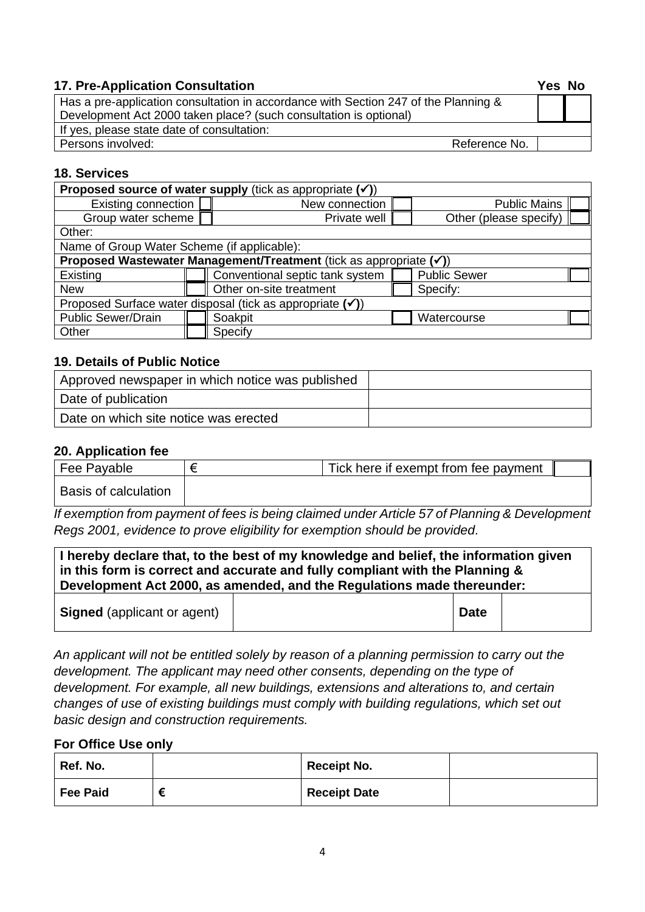### 17. Pre-Application Consultation

| | | Yes | No |
|---|---|---|---|
| Has a pre-application consultation in accordance with Section 247 of the Planning & Development Act 2000 taken place? (such consultation is optional) | | | |
| If yes, please state date of consultation: | | | |
| Persons involved: | Reference No. | | |

### 18. Services

| **Proposed source of water supply** (tick as appropriate (✓)) | | | | | |
|---|---|---|---|---|---|
| Existing connection | | New connection | | Public Mains | |
| Group water scheme | | Private well | | Other (please specify) | |
| Other: | | | | | |
| Name of Group Water Scheme (if applicable): | | | | | |
| **Proposed Wastewater Management/Treatment** (tick as appropriate (✓)) | | | | | |
| Existing | | Conventional septic tank system | | Public Sewer | |
| New | | Other on-site treatment | | Specify: | |
| Proposed Surface water disposal (tick as appropriate (✓)) | | | | | |
| Public Sewer/Drain | | Soakpit | | Watercourse | |
| Other | | Specify | | | |

### 19. Details of Public Notice

| | |
|---|---|
| Approved newspaper in which notice was published | |
| Date of publication | |
| Date on which site notice was erected | |

### 20. Application fee

| | | | |
|---|---|---|---|
| Fee Payable | € | Tick here if exempt from fee payment | |
| Basis of calculation | | | |

*If exemption from payment of fees is being claimed under Article 57 of Planning & Development Regs 2001, evidence to prove eligibility for exemption should be provided.*

| **I hereby declare that, to the best of my knowledge and belief, the information given in this form is correct and accurate and fully compliant with the Planning & Development Act 2000, as amended, and the Regulations made thereunder:** | | | |
|---|---|---|---|
| **Signed** (applicant or agent) | | **Date** | |

*An applicant will not be entitled solely by reason of a planning permission to carry out the development. The applicant may need other consents, depending on the type of development. For example, all new buildings, extensions and alterations to, and certain changes of use of existing buildings must comply with building regulations, which set out basic design and construction requirements.*

### For Office Use only

| | | | |
|---|---|---|---|
| **Ref. No.** | | **Receipt No.** | |
| **Fee Paid** | **€** | **Receipt Date** | |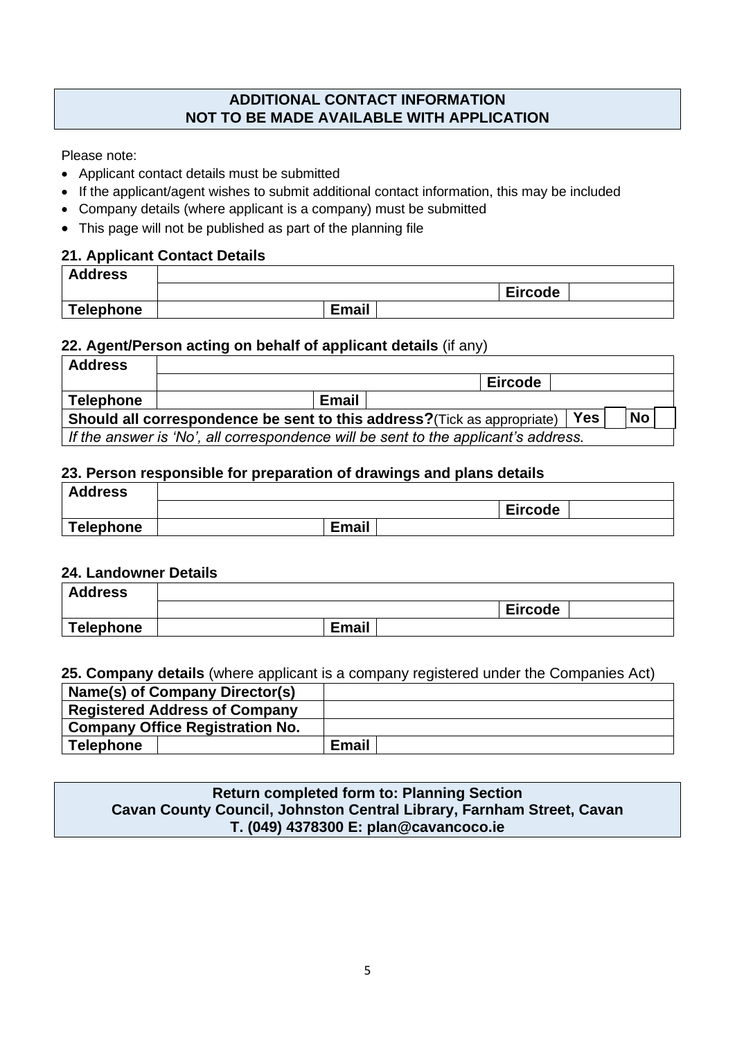**ADDITIONAL CONTACT INFORMATION**
**NOT TO BE MADE AVAILABLE WITH APPLICATION**

Please note:

- Applicant contact details must be submitted
- If the applicant/agent wishes to submit additional contact information, this may be included
- Company details (where applicant is a company) must be submitted
- This page will not be published as part of the planning file

### 21. Applicant Contact Details

| **Address** | | | | | |
|---|---|---|---|---|---|
| | | | | **Eircode** | |
| **Telephone** | | **Email** | | | |

### 22. Agent/Person acting on behalf of applicant details (if any)

| **Address** | | | | | | | | |
|---|---|---|---|---|---|---|---|---|
| | | | | **Eircode** | | | | |
| **Telephone** | | **Email** | | | | | | |
| **Should all correspondence be sent to this address?**(Tick as appropriate) | | | | | **Yes** | | **No** | |
| *If the answer is 'No', all correspondence will be sent to the applicant's address.* | | | | | | | | |

### 23. Person responsible for preparation of drawings and plans details

| **Address** | | | | | |
|---|---|---|---|---|---|
| | | | | **Eircode** | |
| **Telephone** | | **Email** | | | |

### 24. Landowner Details

| **Address** | | | | | |
|---|---|---|---|---|---|
| | | | | **Eircode** | |
| **Telephone** | | **Email** | | | |

### 25. Company details (where applicant is a company registered under the Companies Act)

| **Name(s) of Company Director(s)** | | | |
|---|---|---|---|
| **Registered Address of Company** | | | |
| **Company Office Registration No.** | | | |
| **Telephone** | | **Email** | |

**Return completed form to: Planning Section**
**Cavan County Council, Johnston Central Library, Farnham Street, Cavan**
**T. (049) 4378300 E: plan@cavancoco.ie**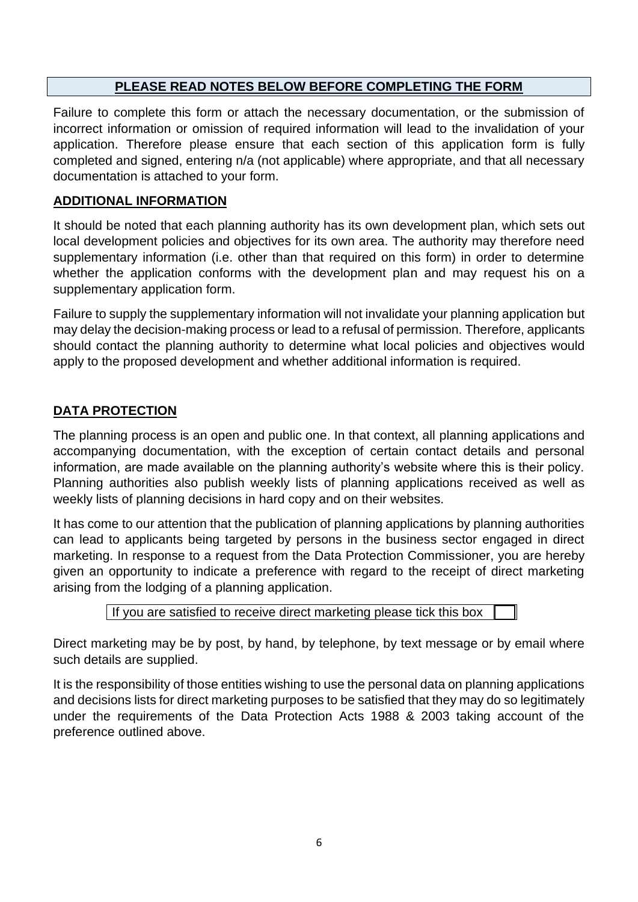**PLEASE READ NOTES BELOW BEFORE COMPLETING THE FORM**

Failure to complete this form or attach the necessary documentation, or the submission of incorrect information or omission of required information will lead to the invalidation of your application. Therefore please ensure that each section of this application form is fully completed and signed, entering n/a (not applicable) where appropriate, and that all necessary documentation is attached to your form.

## ADDITIONAL INFORMATION

It should be noted that each planning authority has its own development plan, which sets out local development policies and objectives for its own area. The authority may therefore need supplementary information (i.e. other than that required on this form) in order to determine whether the application conforms with the development plan and may request his on a supplementary application form.

Failure to supply the supplementary information will not invalidate your planning application but may delay the decision-making process or lead to a refusal of permission. Therefore, applicants should contact the planning authority to determine what local policies and objectives would apply to the proposed development and whether additional information is required.

## DATA PROTECTION

The planning process is an open and public one. In that context, all planning applications and accompanying documentation, with the exception of certain contact details and personal information, are made available on the planning authority's website where this is their policy. Planning authorities also publish weekly lists of planning applications received as well as weekly lists of planning decisions in hard copy and on their websites.

It has come to our attention that the publication of planning applications by planning authorities can lead to applicants being targeted by persons in the business sector engaged in direct marketing. In response to a request from the Data Protection Commissioner, you are hereby given an opportunity to indicate a preference with regard to the receipt of direct marketing arising from the lodging of a planning application.

If you are satisfied to receive direct marketing please tick this box ☐

Direct marketing may be by post, by hand, by telephone, by text message or by email where such details are supplied.

It is the responsibility of those entities wishing to use the personal data on planning applications and decisions lists for direct marketing purposes to be satisfied that they may do so legitimately under the requirements of the Data Protection Acts 1988 & 2003 taking account of the preference outlined above.